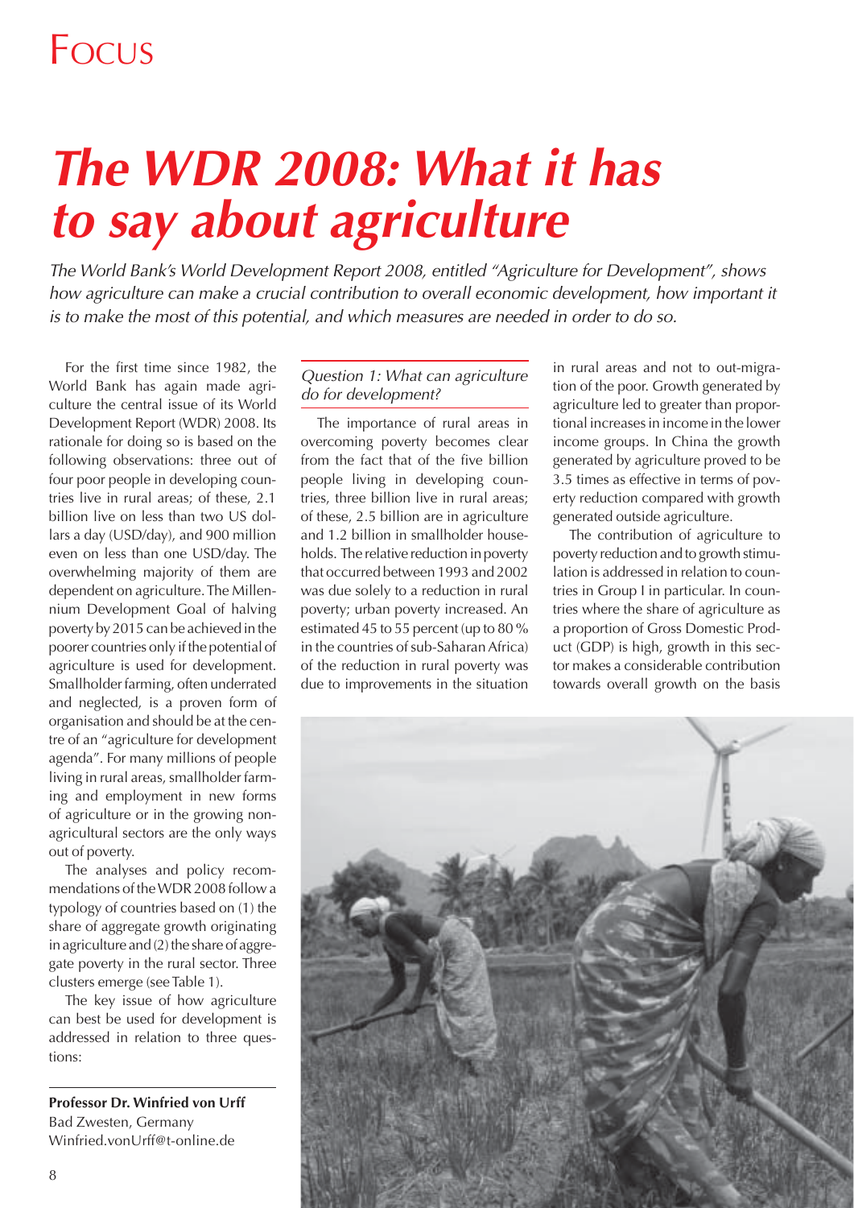# The WDR 2008: What it has to say about agriculture

*The World Bank's World Development Report 2008, entitled "Agriculture for Development", shows how agriculture can make a crucial contribution to overall economic development, how important it is to make the most of this potential, and which measures are needed in order to do so.*

For the first time since 1982, the World Bank has again made agriculture the central issue of its World Development Report (WDR) 2008. Its rationale for doing so is based on the following observations: three out of four poor people in developing countries live in rural areas; of these, 2.1 billion live on less than two US dollars a day (USD/day), and 900 million even on less than one USD/day. The overwhelming majority of them are dependent on agriculture. The Millennium Development Goal of halving poverty by 2015 can be achieved in the poorer countries only if the potential of agriculture is used for development. Smallholder farming, often underrated and neglected, is a proven form of organisation and should be at the centre of an "agriculture for development agenda". For many millions of people living in rural areas, smallholder farming and employment in new forms of agriculture or in the growing non-agricultural sectors are the only ways out of poverty.

The analyses and policy recommendations of the WDR 2008 follow a typology of countries based on (1) the share of aggregate growth originating in agriculture and (2) the share of aggregate poverty in the rural sector. Three clusters emerge (see Table 1).

The key issue of how agriculture can best be used for development is addressed in relation to three questions:

**Professor Dr. Winfried von Urff**
Bad Zwesten, Germany
Winfried.vonUrff@t-online.de

*Question 1: What can agriculture do for development?*

The importance of rural areas in overcoming poverty becomes clear from the fact that of the five billion people living in developing countries, three billion live in rural areas; of these, 2.5 billion are in agriculture and 1.2 billion in smallholder households. The relative reduction in poverty that occurred between 1993 and 2002 was due solely to a reduction in rural poverty; urban poverty increased. An estimated 45 to 55 percent (up to 80 % in the countries of sub-Saharan Africa) of the reduction in rural poverty was due to improvements in the situation in rural areas and not to out-migration of the poor. Growth generated by agriculture led to greater than proportional increases in income in the lower income groups. In China the growth generated by agriculture proved to be 3.5 times as effective in terms of poverty reduction compared with growth generated outside agriculture.

The contribution of agriculture to poverty reduction and to growth stimulation is addressed in relation to countries in Group I in particular. In countries where the share of agriculture as a proportion of Gross Domestic Product (GDP) is high, growth in this sector makes a considerable contribution towards overall growth on the basis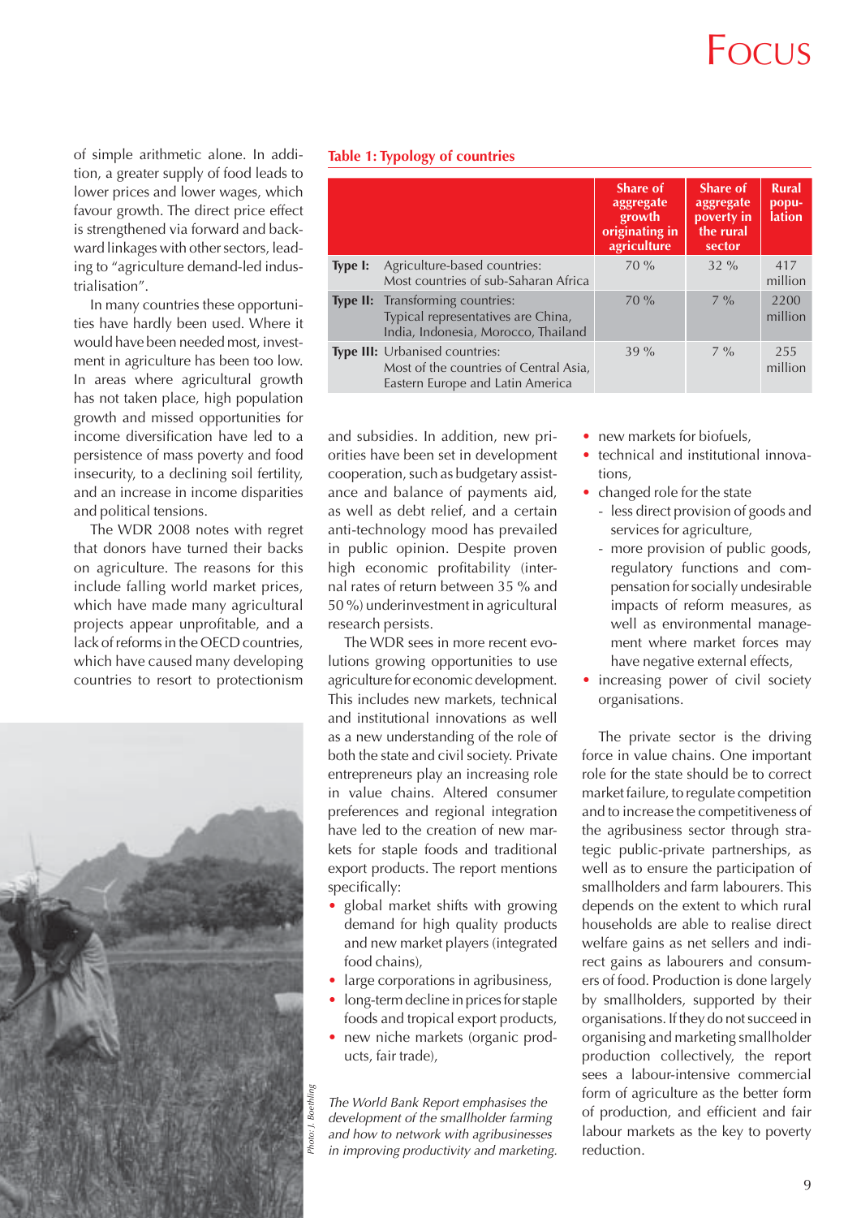of simple arithmetic alone. In addition, a greater supply of food leads to lower prices and lower wages, which favour growth. The direct price effect is strengthened via forward and backward linkages with other sectors, leading to "agriculture demand-led industrialisation".

In many countries these opportunities have hardly been used. Where it would have been needed most, investment in agriculture has been too low. In areas where agricultural growth has not taken place, high population growth and missed opportunities for income diversification have led to a persistence of mass poverty and food insecurity, to a declining soil fertility, and an increase in income disparities and political tensions.

The WDR 2008 notes with regret that donors have turned their backs on agriculture. The reasons for this include falling world market prices, which have made many agricultural projects appear unprofitable, and a lack of reforms in the OECD countries, which have caused many developing countries to resort to protectionism and subsidies. In addition, new priorities have been set in development cooperation, such as budgetary assistance and balance of payments aid, as well as debt relief, and a certain anti-technology mood has prevailed in public opinion. Despite proven high economic profitability (internal rates of return between 35 % and 50 %) underinvestment in agricultural research persists.

**Table 1: Typology of countries**

| | | Share of aggregate growth originating in agriculture | Share of aggregate poverty in the rural sector | Rural population |
|---|---|---|---|---|
| **Type I:** | Agriculture-based countries: Most countries of sub-Saharan Africa | 70 % | 32 % | 417 million |
| **Type II:** | Transforming countries: Typical representatives are China, India, Indonesia, Morocco, Thailand | 70 % | 7 % | 2200 million |
| **Type III:** | Urbanised countries: Most of the countries of Central Asia, Eastern Europe and Latin America | 39 % | 7 % | 255 million |

The WDR sees in more recent evolutions growing opportunities to use agriculture for economic development. This includes new markets, technical and institutional innovations as well as a new understanding of the role of both the state and civil society. Private entrepreneurs play an increasing role in value chains. Altered consumer preferences and regional integration have led to the creation of new markets for staple foods and traditional export products. The report mentions specifically:

- global market shifts with growing demand for high quality products and new market players (integrated food chains),
- large corporations in agribusiness,
- long-term decline in prices for staple foods and tropical export products,
- new niche markets (organic products, fair trade),
- new markets for biofuels,
- technical and institutional innovations,
- changed role for the state
  - less direct provision of goods and services for agriculture,
  - more provision of public goods, regulatory functions and compensation for socially undesirable impacts of reform measures, as well as environmental management where market forces may have negative external effects,
- increasing power of civil society organisations.

*The World Bank Report emphasises the development of the smallholder farming and how to network with agribusinesses in improving productivity and marketing.*

*Photo: J. Boethling*

The private sector is the driving force in value chains. One important role for the state should be to correct market failure, to regulate competition and to increase the competitiveness of the agribusiness sector through strategic public-private partnerships, as well as to ensure the participation of smallholders and farm labourers. This depends on the extent to which rural households are able to realise direct welfare gains as net sellers and indirect gains as labourers and consumers of food. Production is done largely by smallholders, supported by their organisations. If they do not succeed in organising and marketing smallholder production collectively, the report sees a labour-intensive commercial form of agriculture as the better form of production, and efficient and fair labour markets as the key to poverty reduction.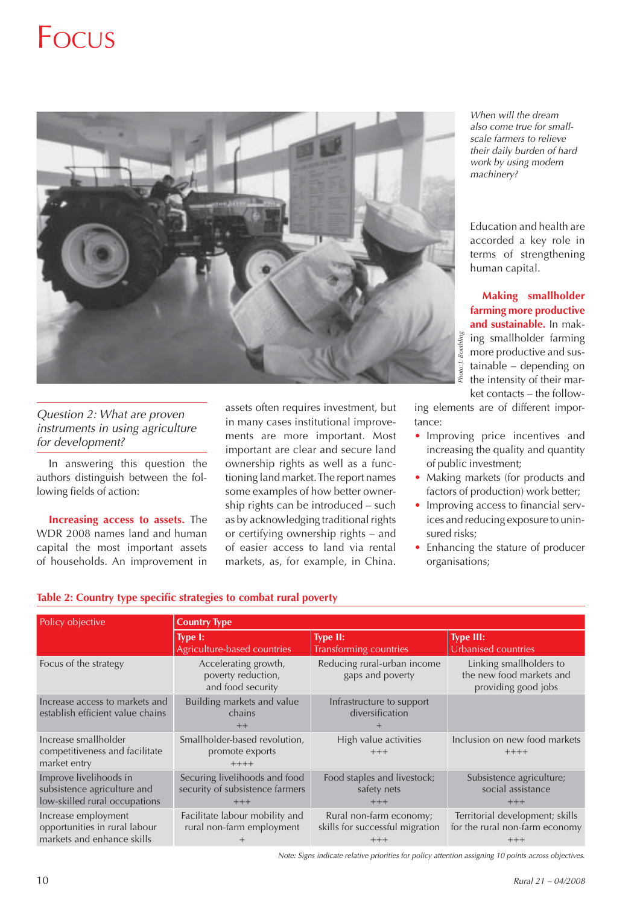*When will the dream also come true for small-scale farmers to relieve their daily burden of hard work by using modern machinery?*

Photo: J. Boethling

*Question 2: What are proven instruments in using agriculture for development?*

In answering this question the authors distinguish between the following fields of action:

**Increasing access to assets.** The WDR 2008 names land and human capital the most important assets of households. An improvement in assets often requires investment, but in many cases institutional improvements are more important. Most important are clear and secure land ownership rights as well as a functioning land market. The report names some examples of how better ownership rights can be introduced – such as by acknowledging traditional rights or certifying ownership rights – and of easier access to land via rental markets, as, for example, in China. Education and health are accorded a key role in terms of strengthening human capital.

**Making smallholder farming more productive and sustainable.** In making smallholder farming more productive and sustainable – depending on the intensity of their market contacts – the following elements are of different importance:

- Improving price incentives and increasing the quality and quantity of public investment;
- Making markets (for products and factors of production) work better;
- Improving access to financial services and reducing exposure to uninsured risks;
- Enhancing the stature of producer organisations;

**Table 2: Country type specific strategies to combat rural poverty**

| Policy objective | Country Type | | |
|---|---|---|---|
| | Type I: Agriculture-based countries | Type II: Transforming countries | Type III: Urbanised countries |
| Focus of the strategy | Accelerating growth, poverty reduction, and food security | Reducing rural-urban income gaps and poverty | Linking smallholders to the new food markets and providing good jobs |
| Increase access to markets and establish efficient value chains | Building markets and value chains ++ | Infrastructure to support diversification + | |
| Increase smallholder competitiveness and facilitate market entry | Smallholder-based revolution, promote exports ++++ | High value activities +++ | Inclusion on new food markets ++++ |
| Improve livelihoods in subsistence agriculture and low-skilled rural occupations | Securing livelihoods and food security of subsistence farmers +++ | Food staples and livestock; safety nets +++ | Subsistence agriculture; social assistance +++ |
| Increase employment opportunities in rural labour markets and enhance skills | Facilitate labour mobility and rural non-farm employment + | Rural non-farm economy; skills for successful migration +++ | Territorial development; skills for the rural non-farm economy +++ |

*Note: Signs indicate relative priorities for policy attention assigning 10 points across objectives.*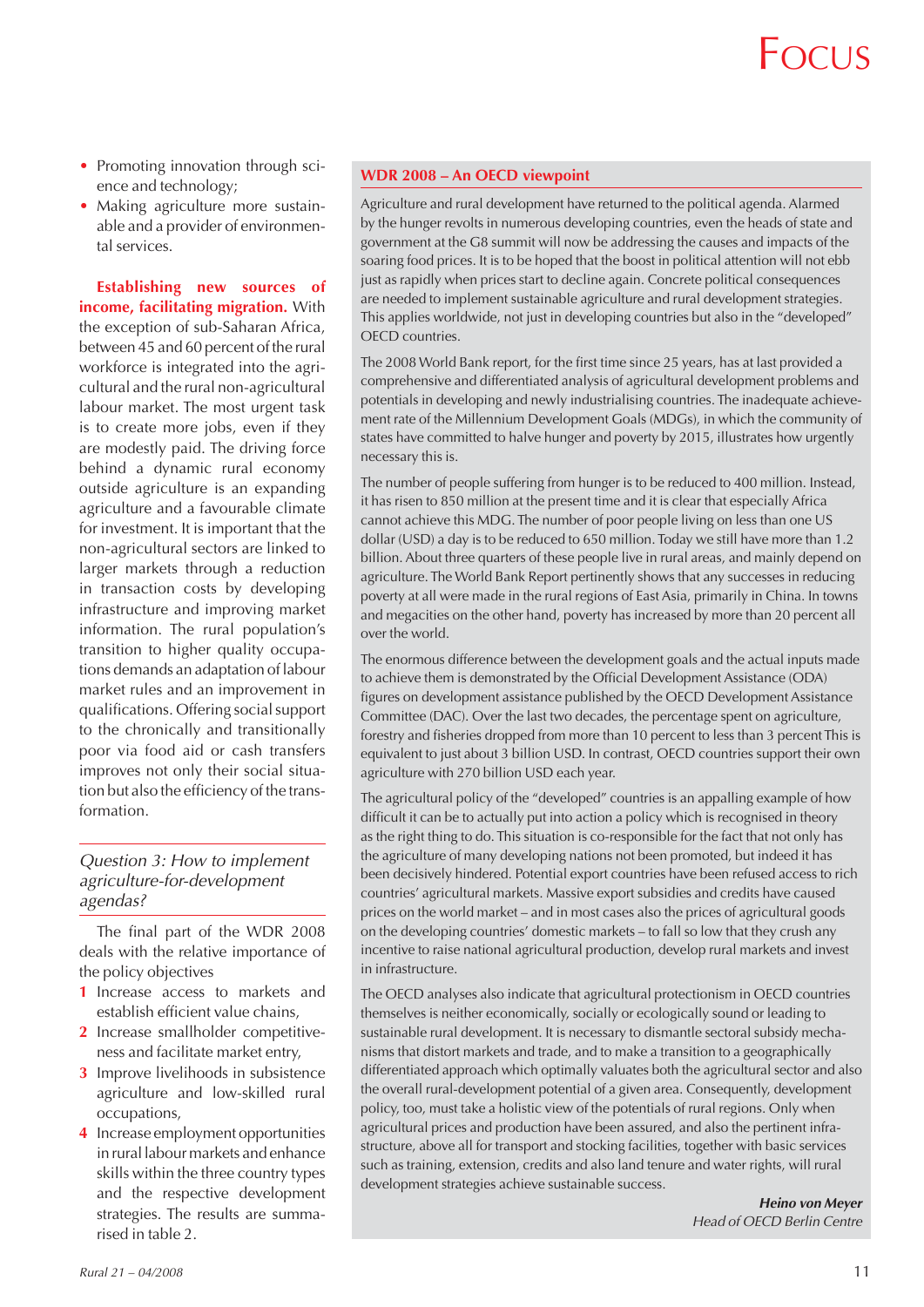- Promoting innovation through science and technology;
- Making agriculture more sustainable and a provider of environmental services.

**Establishing new sources of income, facilitating migration.** With the exception of sub-Saharan Africa, between 45 and 60 percent of the rural workforce is integrated into the agricultural and the rural non-agricultural labour market. The most urgent task is to create more jobs, even if they are modestly paid. The driving force behind a dynamic rural economy outside agriculture is an expanding agriculture and a favourable climate for investment. It is important that the non-agricultural sectors are linked to larger markets through a reduction in transaction costs by developing infrastructure and improving market information. The rural population's transition to higher quality occupations demands an adaptation of labour market rules and an improvement in qualifications. Offering social support to the chronically and transitionally poor via food aid or cash transfers improves not only their social situation but also the efficiency of the transformation.

### *Question 3: How to implement agriculture-for-development agendas?*

The final part of the WDR 2008 deals with the relative importance of the policy objectives

1. Increase access to markets and establish efficient value chains,
2. Increase smallholder competitiveness and facilitate market entry,
3. Improve livelihoods in subsistence agriculture and low-skilled rural occupations,
4. Increase employment opportunities in rural labour markets and enhance skills within the three country types and the respective development strategies. The results are summarised in table 2.

## WDR 2008 – An OECD viewpoint

Agriculture and rural development have returned to the political agenda. Alarmed by the hunger revolts in numerous developing countries, even the heads of state and government at the G8 summit will now be addressing the causes and impacts of the soaring food prices. It is to be hoped that the boost in political attention will not ebb just as rapidly when prices start to decline again. Concrete political consequences are needed to implement sustainable agriculture and rural development strategies. This applies worldwide, not just in developing countries but also in the "developed" OECD countries.

The 2008 World Bank report, for the first time since 25 years, has at last provided a comprehensive and differentiated analysis of agricultural development problems and potentials in developing and newly industrialising countries. The inadequate achievement rate of the Millennium Development Goals (MDGs), in which the community of states have committed to halve hunger and poverty by 2015, illustrates how urgently necessary this is.

The number of people suffering from hunger is to be reduced to 400 million. Instead, it has risen to 850 million at the present time and it is clear that especially Africa cannot achieve this MDG. The number of poor people living on less than one US dollar (USD) a day is to be reduced to 650 million. Today we still have more than 1.2 billion. About three quarters of these people live in rural areas, and mainly depend on agriculture. The World Bank Report pertinently shows that any successes in reducing poverty at all were made in the rural regions of East Asia, primarily in China. In towns and megacities on the other hand, poverty has increased by more than 20 percent all over the world.

The enormous difference between the development goals and the actual inputs made to achieve them is demonstrated by the Official Development Assistance (ODA) figures on development assistance published by the OECD Development Assistance Committee (DAC). Over the last two decades, the percentage spent on agriculture, forestry and fisheries dropped from more than 10 percent to less than 3 percent This is equivalent to just about 3 billion USD. In contrast, OECD countries support their own agriculture with 270 billion USD each year.

The agricultural policy of the "developed" countries is an appalling example of how difficult it can be to actually put into action a policy which is recognised in theory as the right thing to do. This situation is co-responsible for the fact that not only has the agriculture of many developing nations not been promoted, but indeed it has been decisively hindered. Potential export countries have been refused access to rich countries' agricultural markets. Massive export subsidies and credits have caused prices on the world market – and in most cases also the prices of agricultural goods on the developing countries' domestic markets – to fall so low that they crush any incentive to raise national agricultural production, develop rural markets and invest in infrastructure.

The OECD analyses also indicate that agricultural protectionism in OECD countries themselves is neither economically, socially or ecologically sound or leading to sustainable rural development. It is necessary to dismantle sectoral subsidy mechanisms that distort markets and trade, and to make a transition to a geographically differentiated approach which optimally valuates both the agricultural sector and also the overall rural-development potential of a given area. Consequently, development policy, too, must take a holistic view of the potentials of rural regions. Only when agricultural prices and production have been assured, and also the pertinent infrastructure, above all for transport and stocking facilities, together with basic services such as training, extension, credits and also land tenure and water rights, will rural development strategies achieve sustainable success.

***Heino von Meyer***
*Head of OECD Berlin Centre*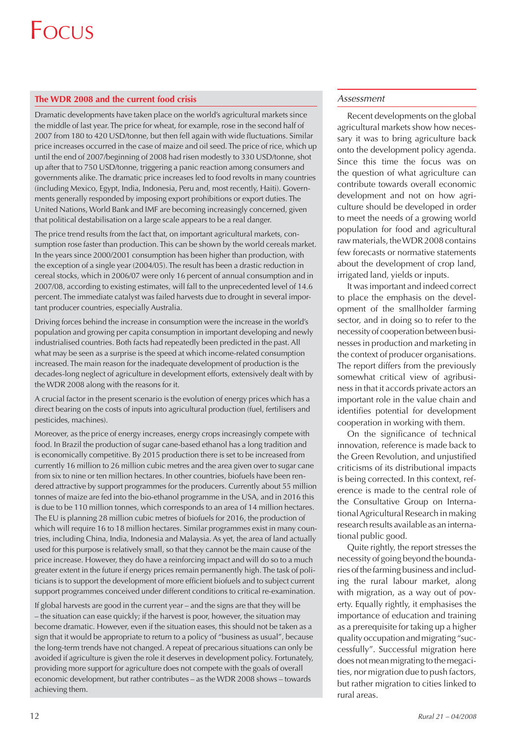## The WDR 2008 and the current food crisis

Dramatic developments have taken place on the world's agricultural markets since the middle of last year. The price for wheat, for example, rose in the second half of 2007 from 180 to 420 USD/tonne, but then fell again with wide fluctuations. Similar price increases occurred in the case of maize and oil seed. The price of rice, which up until the end of 2007/beginning of 2008 had risen modestly to 330 USD/tonne, shot up after that to 750 USD/tonne, triggering a panic reaction among consumers and governments alike. The dramatic price increases led to food revolts in many countries (including Mexico, Egypt, India, Indonesia, Peru and, most recently, Haiti). Governments generally responded by imposing export prohibitions or export duties. The United Nations, World Bank and IMF are becoming increasingly concerned, given that political destabilisation on a large scale appears to be a real danger.

The price trend results from the fact that, on important agricultural markets, consumption rose faster than production. This can be shown by the world cereals market. In the years since 2000/2001 consumption has been higher than production, with the exception of a single year (2004/05). The result has been a drastic reduction in cereal stocks, which in 2006/07 were only 16 percent of annual consumption and in 2007/08, according to existing estimates, will fall to the unprecedented level of 14.6 percent. The immediate catalyst was failed harvests due to drought in several important producer countries, especially Australia.

Driving forces behind the increase in consumption were the increase in the world's population and growing per capita consumption in important developing and newly industrialised countries. Both facts had repeatedly been predicted in the past. All what may be seen as a surprise is the speed at which income-related consumption increased. The main reason for the inadequate development of production is the decades-long neglect of agriculture in development efforts, extensively dealt with by the WDR 2008 along with the reasons for it.

A crucial factor in the present scenario is the evolution of energy prices which has a direct bearing on the costs of inputs into agricultural production (fuel, fertilisers and pesticides, machines).

Moreover, as the price of energy increases, energy crops increasingly compete with food. In Brazil the production of sugar cane-based ethanol has a long tradition and is economically competitive. By 2015 production there is set to be increased from currently 16 million to 26 million cubic metres and the area given over to sugar cane from six to nine or ten million hectares. In other countries, biofuels have been rendered attractive by support programmes for the producers. Currently about 55 million tonnes of maize are fed into the bio-ethanol programme in the USA, and in 2016 this is due to be 110 million tonnes, which corresponds to an area of 14 million hectares. The EU is planning 28 million cubic metres of biofuels for 2016, the production of which will require 16 to 18 million hectares. Similar programmes exist in many countries, including China, India, Indonesia and Malaysia. As yet, the area of land actually used for this purpose is relatively small, so that they cannot be the main cause of the price increase. However, they do have a reinforcing impact and will do so to a much greater extent in the future if energy prices remain permanently high. The task of politicians is to support the development of more efficient biofuels and to subject current support programmes conceived under different conditions to critical re-examination.

If global harvests are good in the current year – and the signs are that they will be – the situation can ease quickly; if the harvest is poor, however, the situation may become dramatic. However, even if the situation eases, this should not be taken as a sign that it would be appropriate to return to a policy of "business as usual", because the long-term trends have not changed. A repeat of precarious situations can only be avoided if agriculture is given the role it deserves in development policy. Fortunately, providing more support for agriculture does not compete with the goals of overall economic development, but rather contributes – as the WDR 2008 shows – towards achieving them.

### *Assessment*

Recent developments on the global agricultural markets show how necessary it was to bring agriculture back onto the development policy agenda. Since this time the focus was on the question of what agriculture can contribute towards overall economic development and not on how agriculture should be developed in order to meet the needs of a growing world population for food and agricultural raw materials, the WDR 2008 contains few forecasts or normative statements about the development of crop land, irrigated land, yields or inputs.

It was important and indeed correct to place the emphasis on the development of the smallholder farming sector, and in doing so to refer to the necessity of cooperation between businesses in production and marketing in the context of producer organisations. The report differs from the previously somewhat critical view of agribusiness in that it accords private actors an important role in the value chain and identifies potential for development cooperation in working with them.

On the significance of technical innovation, reference is made back to the Green Revolution, and unjustified criticisms of its distributional impacts is being corrected. In this context, reference is made to the central role of the Consultative Group on International Agricultural Research in making research results available as an international public good.

Quite rightly, the report stresses the necessity of going beyond the boundaries of the farming business and including the rural labour market, along with migration, as a way out of poverty. Equally rightly, it emphasises the importance of education and training as a prerequisite for taking up a higher quality occupation and migrating "successfully". Successful migration here does not mean migrating to the megacities, nor migration due to push factors, but rather migration to cities linked to rural areas.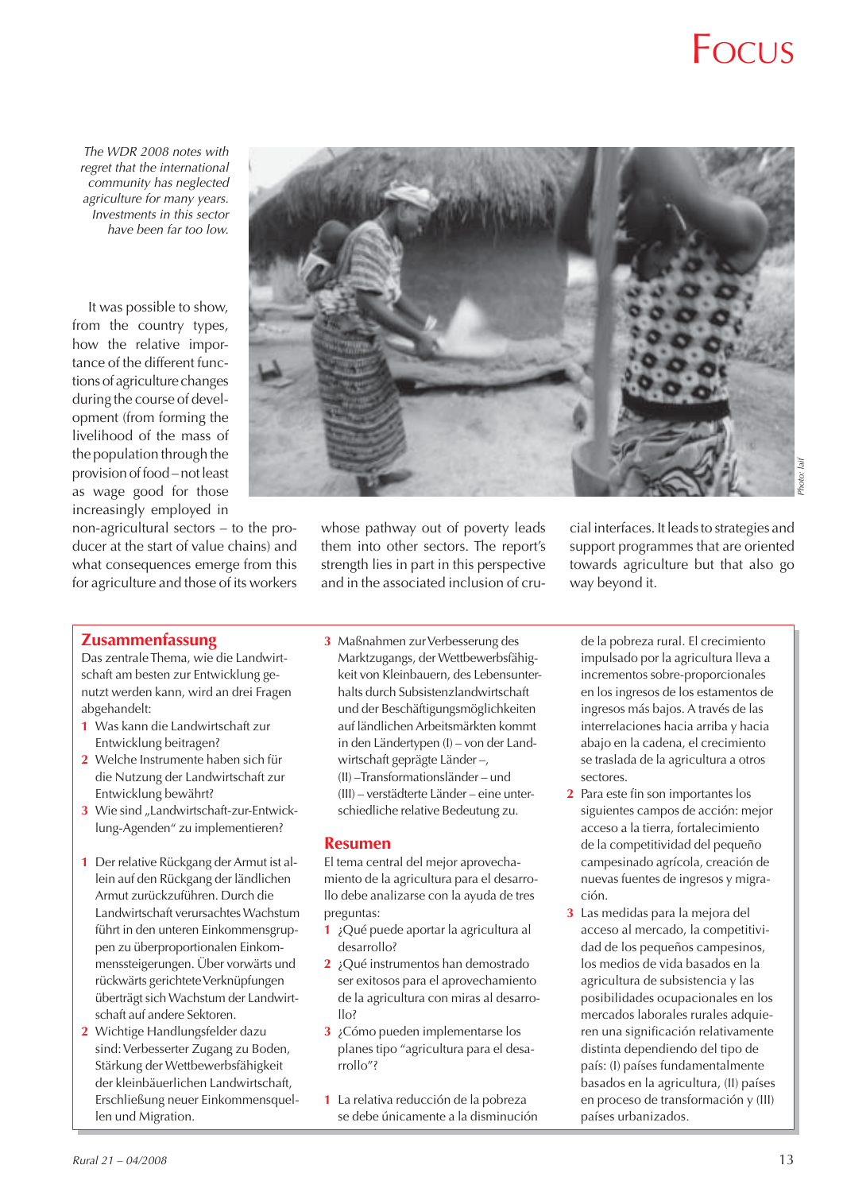*The WDR 2008 notes with regret that the international community has neglected agriculture for many years. Investments in this sector have been far too low.*

It was possible to show, from the country types, how the relative importance of the different functions of agriculture changes during the course of development (from forming the livelihood of the mass of the population through the provision of food – not least as wage good for those increasingly employed in non-agricultural sectors – to the producer at the start of value chains) and what consequences emerge from this for agriculture and those of its workers whose pathway out of poverty leads them into other sectors. The report's strength lies in part in this perspective and in the associated inclusion of crucial interfaces. It leads to strategies and support programmes that are oriented towards agriculture but that also go way beyond it.

## Zusammenfassung

Das zentrale Thema, wie die Landwirtschaft am besten zur Entwicklung genutzt werden kann, wird an drei Fragen abgehandelt:

1. Was kann die Landwirtschaft zur Entwicklung beitragen?
2. Welche Instrumente haben sich für die Nutzung der Landwirtschaft zur Entwicklung bewährt?
3. Wie sind „Landwirtschaft-zur-Entwicklung-Agenden" zu implementieren?

1. Der relative Rückgang der Armut ist allein auf den Rückgang der ländlichen Armut zurückzuführen. Durch die Landwirtschaft verursachtes Wachstum führt in den unteren Einkommensgruppen zu überproportionalen Einkommenssteigerungen. Über vorwärts und rückwärts gerichtete Verknüpfungen überträgt sich Wachstum der Landwirtschaft auf andere Sektoren.
2. Wichtige Handlungsfelder dazu sind: Verbesserter Zugang zu Boden, Stärkung der Wettbewerbsfähigkeit der kleinbäuerlichen Landwirtschaft, Erschließung neuer Einkommensquellen und Migration.
3. Maßnahmen zur Verbesserung des Marktzugangs, der Wettbewerbsfähigkeit von Kleinbauern, des Lebensunterhalts durch Subsistenzlandwirtschaft und der Beschäftigungsmöglichkeiten auf ländlichen Arbeitsmärkten kommt in den Ländertypen (I) – von der Landwirtschaft geprägte Länder –, (II) –Transformationsländer – und (III) – verstädterte Länder – eine unterschiedliche relative Bedeutung zu.

## Resumen

El tema central del mejor aprovechamiento de la agricultura para el desarrollo debe analizarse con la ayuda de tres preguntas:

1. ¿Qué puede aportar la agricultura al desarrollo?
2. ¿Qué instrumentos han demostrado ser exitosos para el aprovechamiento de la agricultura con miras al desarrollo?
3. ¿Cómo pueden implementarse los planes tipo "agricultura para el desarrollo"?

1. La relativa reducción de la pobreza se debe únicamente a la disminución de la pobreza rural. El crecimiento impulsado por la agricultura lleva a incrementos sobre-proporcionales en los ingresos de los estamentos de ingresos más bajos. A través de las interrelaciones hacia arriba y hacia abajo en la cadena, el crecimiento se traslada de la agricultura a otros sectores.
2. Para este fin son importantes los siguientes campos de acción: mejor acceso a la tierra, fortalecimiento de la competitividad del pequeño campesinado agrícola, creación de nuevas fuentes de ingresos y migración.
3. Las medidas para la mejora del acceso al mercado, la competitividad de los pequeños campesinos, los medios de vida basados en la agricultura de subsistencia y las posibilidades ocupacionales en los mercados laborales rurales adquieren una significación relativamente distinta dependiendo del tipo de país: (I) países fundamentalmente basados en la agricultura, (II) países en proceso de transformación y (III) países urbanizados.